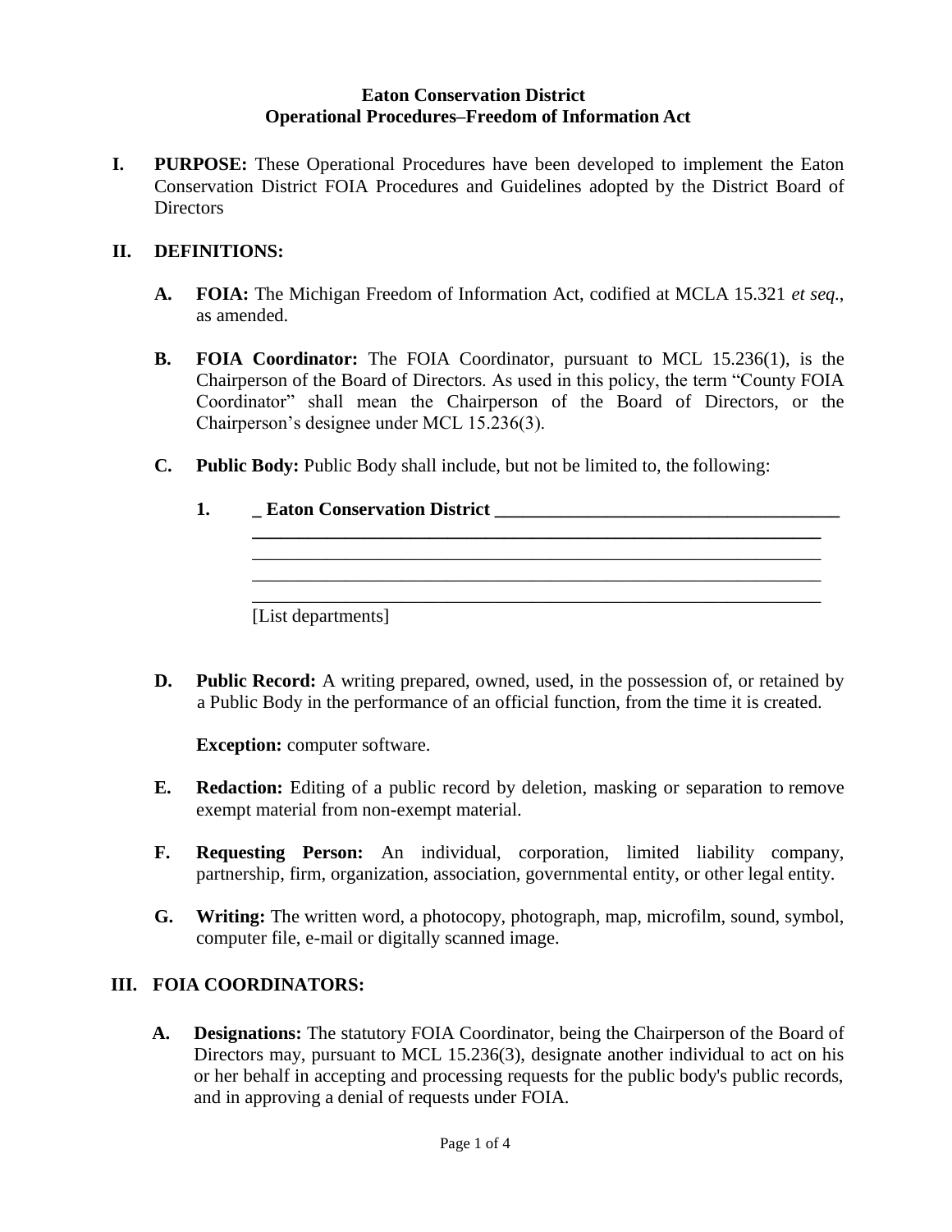**Eaton Conservation District**
**Operational Procedures–Freedom of Information Act**

**I. PURPOSE:** These Operational Procedures have been developed to implement the Eaton Conservation District FOIA Procedures and Guidelines adopted by the District Board of Directors

**II. DEFINITIONS:**

**A. FOIA:** The Michigan Freedom of Information Act, codified at MCLA 15.321 *et seq*., as amended.

**B. FOIA Coordinator:** The FOIA Coordinator, pursuant to MCL 15.236(1), is the Chairperson of the Board of Directors. As used in this policy, the term "County FOIA Coordinator" shall mean the Chairperson of the Board of Directors, or the Chairperson's designee under MCL 15.236(3).

**C. Public Body:** Public Body shall include, but not be limited to, the following:

**1. _ Eaton Conservation District _____________________________________**
**______________________________________________________________**
______________________________________________________________
______________________________________________________________
______________________________________________________________
[List departments]

**D. Public Record:** A writing prepared, owned, used, in the possession of, or retained by a Public Body in the performance of an official function, from the time it is created.

**Exception:** computer software.

**E. Redaction:** Editing of a public record by deletion, masking or separation to remove exempt material from non-exempt material.

**F. Requesting Person:** An individual, corporation, limited liability company, partnership, firm, organization, association, governmental entity, or other legal entity.

**G. Writing:** The written word, a photocopy, photograph, map, microfilm, sound, symbol, computer file, e-mail or digitally scanned image.

**III. FOIA COORDINATORS:**

**A. Designations:** The statutory FOIA Coordinator, being the Chairperson of the Board of Directors may, pursuant to MCL 15.236(3), designate another individual to act on his or her behalf in accepting and processing requests for the public body's public records, and in approving a denial of requests under FOIA.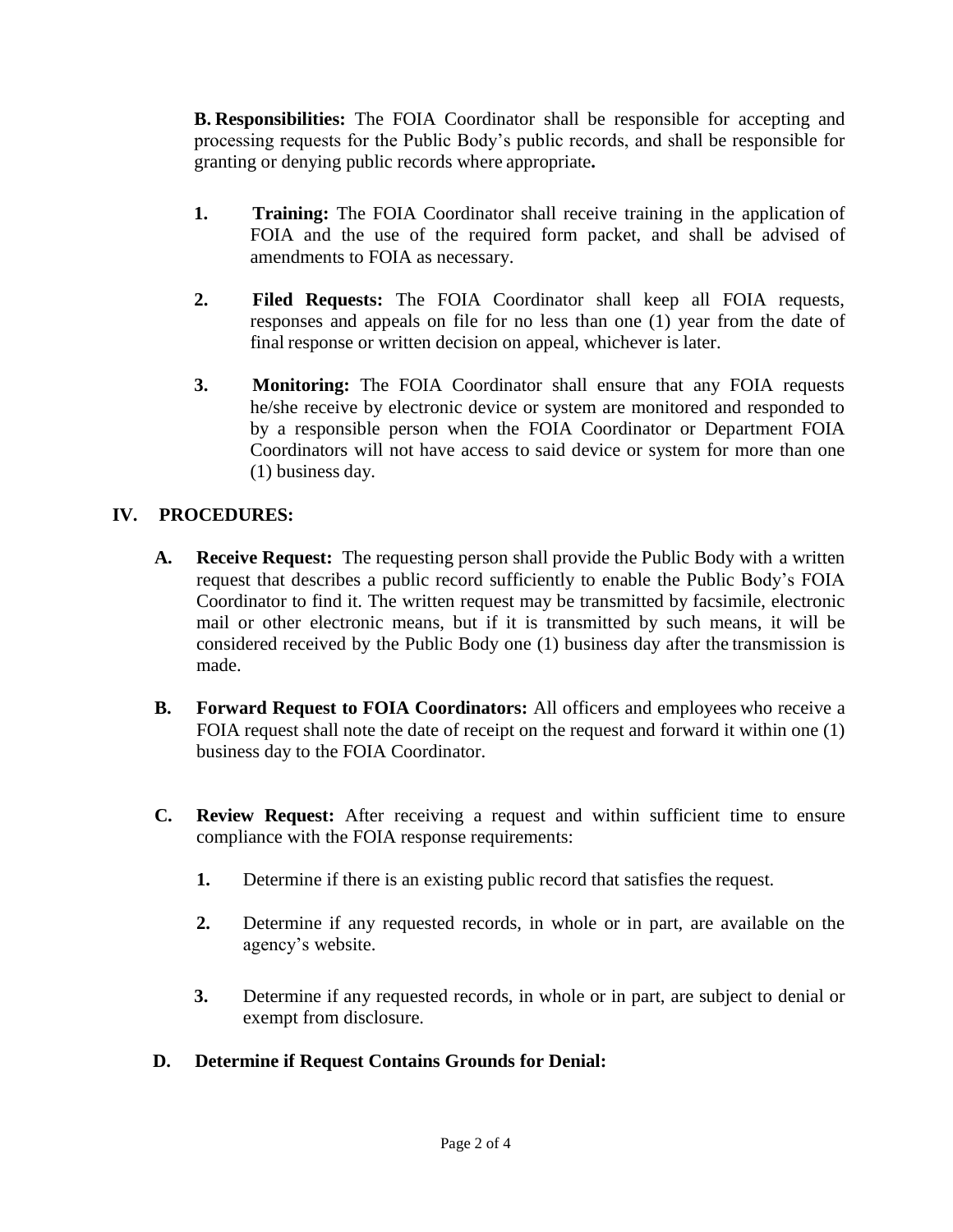**B. Responsibilities:** The FOIA Coordinator shall be responsible for accepting and processing requests for the Public Body's public records, and shall be responsible for granting or denying public records where appropriate**.**

1. **Training:** The FOIA Coordinator shall receive training in the application of FOIA and the use of the required form packet, and shall be advised of amendments to FOIA as necessary.

2. **Filed Requests:** The FOIA Coordinator shall keep all FOIA requests, responses and appeals on file for no less than one (1) year from the date of final response or written decision on appeal, whichever is later.

3. **Monitoring:** The FOIA Coordinator shall ensure that any FOIA requests he/she receive by electronic device or system are monitored and responded to by a responsible person when the FOIA Coordinator or Department FOIA Coordinators will not have access to said device or system for more than one (1) business day.

## IV. PROCEDURES:

**A. Receive Request:** The requesting person shall provide the Public Body with a written request that describes a public record sufficiently to enable the Public Body's FOIA Coordinator to find it. The written request may be transmitted by facsimile, electronic mail or other electronic means, but if it is transmitted by such means, it will be considered received by the Public Body one (1) business day after the transmission is made.

**B. Forward Request to FOIA Coordinators:** All officers and employees who receive a FOIA request shall note the date of receipt on the request and forward it within one (1) business day to the FOIA Coordinator.

**C. Review Request:** After receiving a request and within sufficient time to ensure compliance with the FOIA response requirements:

1. Determine if there is an existing public record that satisfies the request.

2. Determine if any requested records, in whole or in part, are available on the agency's website.

3. Determine if any requested records, in whole or in part, are subject to denial or exempt from disclosure.

**D. Determine if Request Contains Grounds for Denial:**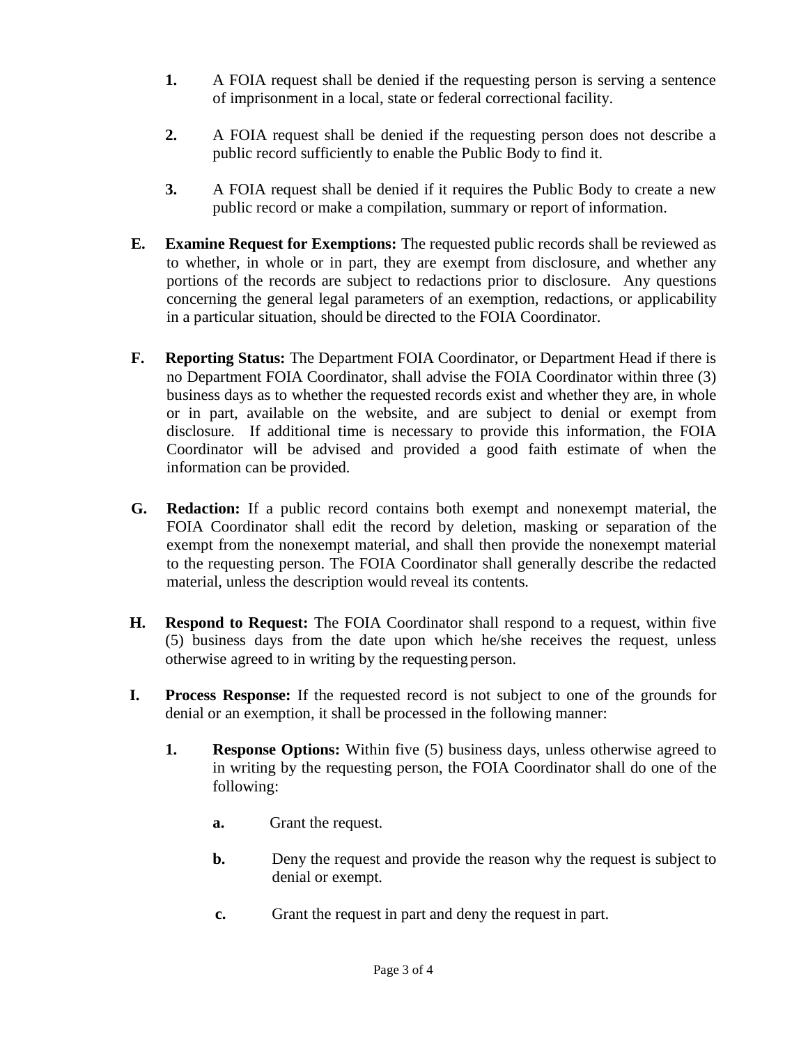1. A FOIA request shall be denied if the requesting person is serving a sentence of imprisonment in a local, state or federal correctional facility.

2. A FOIA request shall be denied if the requesting person does not describe a public record sufficiently to enable the Public Body to find it.

3. A FOIA request shall be denied if it requires the Public Body to create a new public record or make a compilation, summary or report of information.

**E. Examine Request for Exemptions:** The requested public records shall be reviewed as to whether, in whole or in part, they are exempt from disclosure, and whether any portions of the records are subject to redactions prior to disclosure. Any questions concerning the general legal parameters of an exemption, redactions, or applicability in a particular situation, should be directed to the FOIA Coordinator.

**F. Reporting Status:** The Department FOIA Coordinator, or Department Head if there is no Department FOIA Coordinator, shall advise the FOIA Coordinator within three (3) business days as to whether the requested records exist and whether they are, in whole or in part, available on the website, and are subject to denial or exempt from disclosure. If additional time is necessary to provide this information, the FOIA Coordinator will be advised and provided a good faith estimate of when the information can be provided.

**G. Redaction:** If a public record contains both exempt and nonexempt material, the FOIA Coordinator shall edit the record by deletion, masking or separation of the exempt from the nonexempt material, and shall then provide the nonexempt material to the requesting person. The FOIA Coordinator shall generally describe the redacted material, unless the description would reveal its contents.

**H. Respond to Request:** The FOIA Coordinator shall respond to a request, within five (5) business days from the date upon which he/she receives the request, unless otherwise agreed to in writing by the requesting person.

**I. Process Response:** If the requested record is not subject to one of the grounds for denial or an exemption, it shall be processed in the following manner:

1. **Response Options:** Within five (5) business days, unless otherwise agreed to in writing by the requesting person, the FOIA Coordinator shall do one of the following:

    a. Grant the request.

    b. Deny the request and provide the reason why the request is subject to denial or exempt.

    c. Grant the request in part and deny the request in part.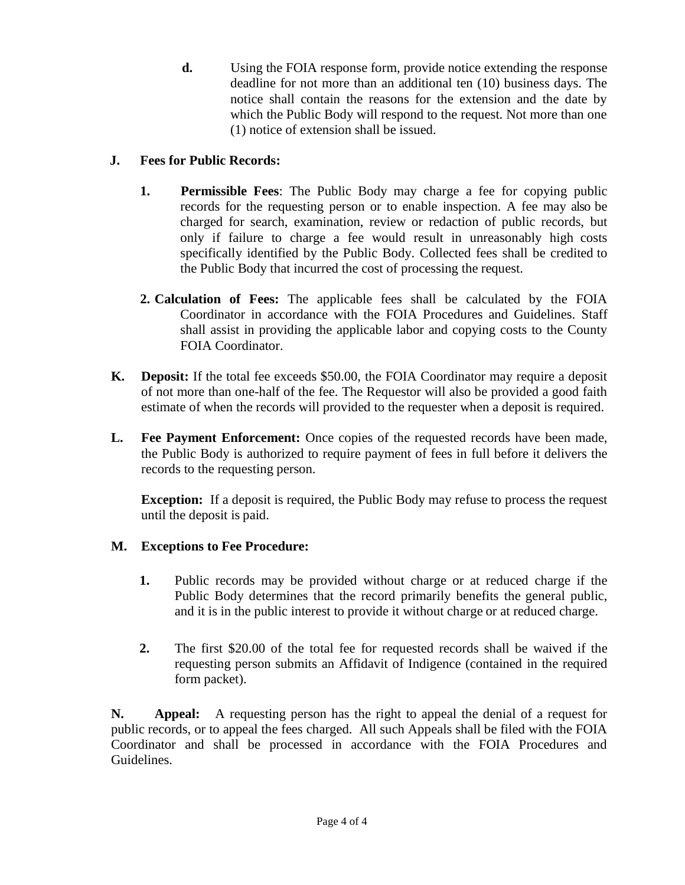**d.** Using the FOIA response form, provide notice extending the response deadline for not more than an additional ten (10) business days. The notice shall contain the reasons for the extension and the date by which the Public Body will respond to the request. Not more than one (1) notice of extension shall be issued.

**J. Fees for Public Records:**

**1. Permissible Fees**: The Public Body may charge a fee for copying public records for the requesting person or to enable inspection. A fee may also be charged for search, examination, review or redaction of public records, but only if failure to charge a fee would result in unreasonably high costs specifically identified by the Public Body. Collected fees shall be credited to the Public Body that incurred the cost of processing the request.

**2. Calculation of Fees:** The applicable fees shall be calculated by the FOIA Coordinator in accordance with the FOIA Procedures and Guidelines. Staff shall assist in providing the applicable labor and copying costs to the County FOIA Coordinator.

**K. Deposit:** If the total fee exceeds $50.00, the FOIA Coordinator may require a deposit of not more than one-half of the fee. The Requestor will also be provided a good faith estimate of when the records will provided to the requester when a deposit is required.

**L. Fee Payment Enforcement:** Once copies of the requested records have been made, the Public Body is authorized to require payment of fees in full before it delivers the records to the requesting person.

**Exception:** If a deposit is required, the Public Body may refuse to process the request until the deposit is paid.

**M. Exceptions to Fee Procedure:**

**1.** Public records may be provided without charge or at reduced charge if the Public Body determines that the record primarily benefits the general public, and it is in the public interest to provide it without charge or at reduced charge.

**2.** The first $20.00 of the total fee for requested records shall be waived if the requesting person submits an Affidavit of Indigence (contained in the required form packet).

**N. Appeal:** A requesting person has the right to appeal the denial of a request for public records, or to appeal the fees charged. All such Appeals shall be filed with the FOIA Coordinator and shall be processed in accordance with the FOIA Procedures and Guidelines.